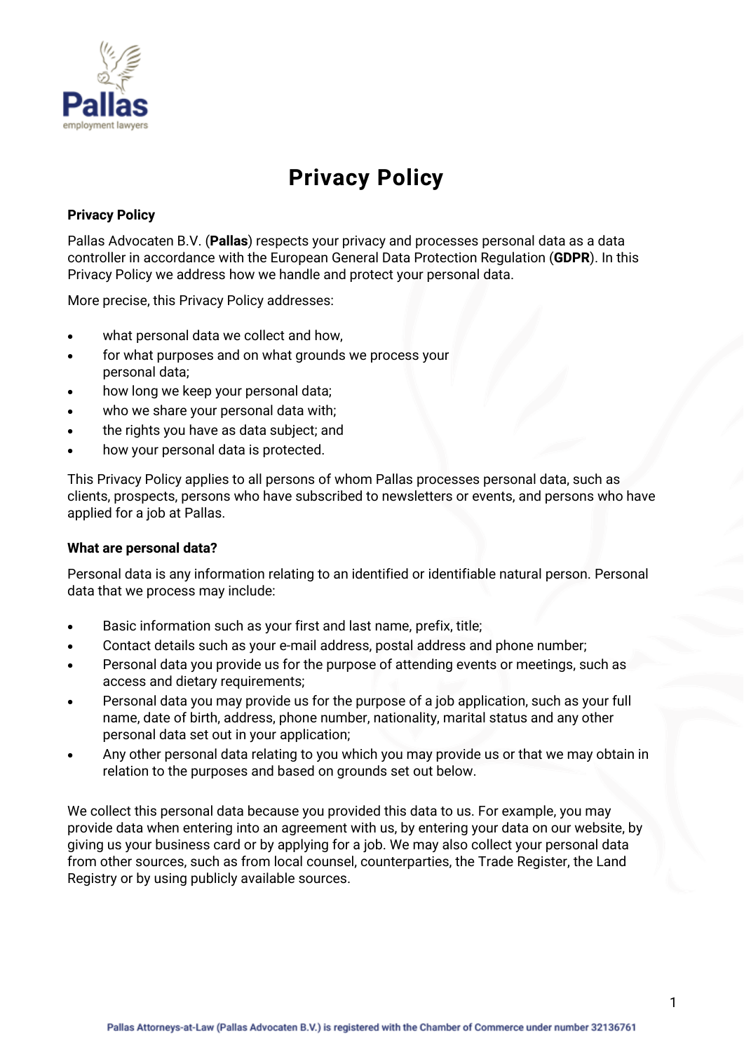# Privacy Policy

**Privacy Policy**

Pallas Advocaten B.V. (**Pallas**) respects your privacy and processes personal data as a data controller in accordance with the European General Data Protection Regulation (**GDPR**). In this Privacy Policy we address how we handle and protect your personal data.

More precise, this Privacy Policy addresses:

- what personal data we collect and how,
- for what purposes and on what grounds we process your personal data;
- how long we keep your personal data;
- who we share your personal data with;
- the rights you have as data subject; and
- how your personal data is protected.

This Privacy Policy applies to all persons of whom Pallas processes personal data, such as clients, prospects, persons who have subscribed to newsletters or events, and persons who have applied for a job at Pallas.

**What are personal data?**

Personal data is any information relating to an identified or identifiable natural person. Personal data that we process may include:

- Basic information such as your first and last name, prefix, title;
- Contact details such as your e-mail address, postal address and phone number;
- Personal data you provide us for the purpose of attending events or meetings, such as access and dietary requirements;
- Personal data you may provide us for the purpose of a job application, such as your full name, date of birth, address, phone number, nationality, marital status and any other personal data set out in your application;
- Any other personal data relating to you which you may provide us or that we may obtain in relation to the purposes and based on grounds set out below.

We collect this personal data because you provided this data to us. For example, you may provide data when entering into an agreement with us, by entering your data on our website, by giving us your business card or by applying for a job. We may also collect your personal data from other sources, such as from local counsel, counterparties, the Trade Register, the Land Registry or by using publicly available sources.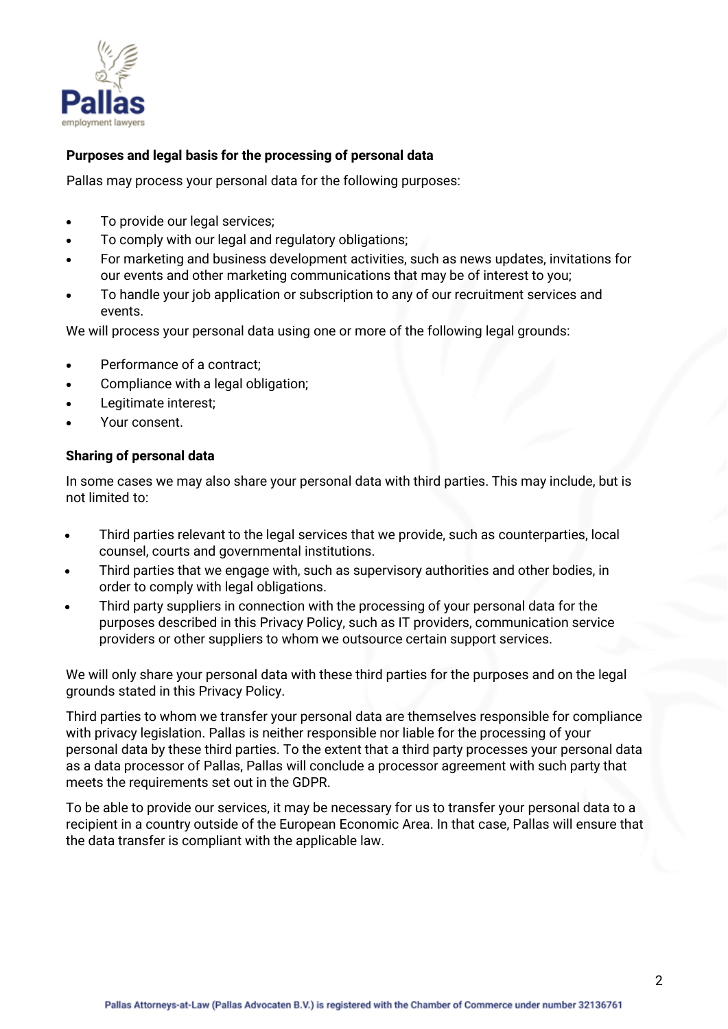**Purposes and legal basis for the processing of personal data**

Pallas may process your personal data for the following purposes:

- To provide our legal services;
- To comply with our legal and regulatory obligations;
- For marketing and business development activities, such as news updates, invitations for our events and other marketing communications that may be of interest to you;
- To handle your job application or subscription to any of our recruitment services and events.

We will process your personal data using one or more of the following legal grounds:

- Performance of a contract;
- Compliance with a legal obligation;
- Legitimate interest;
- Your consent.

**Sharing of personal data**

In some cases we may also share your personal data with third parties. This may include, but is not limited to:

- Third parties relevant to the legal services that we provide, such as counterparties, local counsel, courts and governmental institutions.
- Third parties that we engage with, such as supervisory authorities and other bodies, in order to comply with legal obligations.
- Third party suppliers in connection with the processing of your personal data for the purposes described in this Privacy Policy, such as IT providers, communication service providers or other suppliers to whom we outsource certain support services.

We will only share your personal data with these third parties for the purposes and on the legal grounds stated in this Privacy Policy.

Third parties to whom we transfer your personal data are themselves responsible for compliance with privacy legislation. Pallas is neither responsible nor liable for the processing of your personal data by these third parties. To the extent that a third party processes your personal data as a data processor of Pallas, Pallas will conclude a processor agreement with such party that meets the requirements set out in the GDPR.

To be able to provide our services, it may be necessary for us to transfer your personal data to a recipient in a country outside of the European Economic Area. In that case, Pallas will ensure that the data transfer is compliant with the applicable law.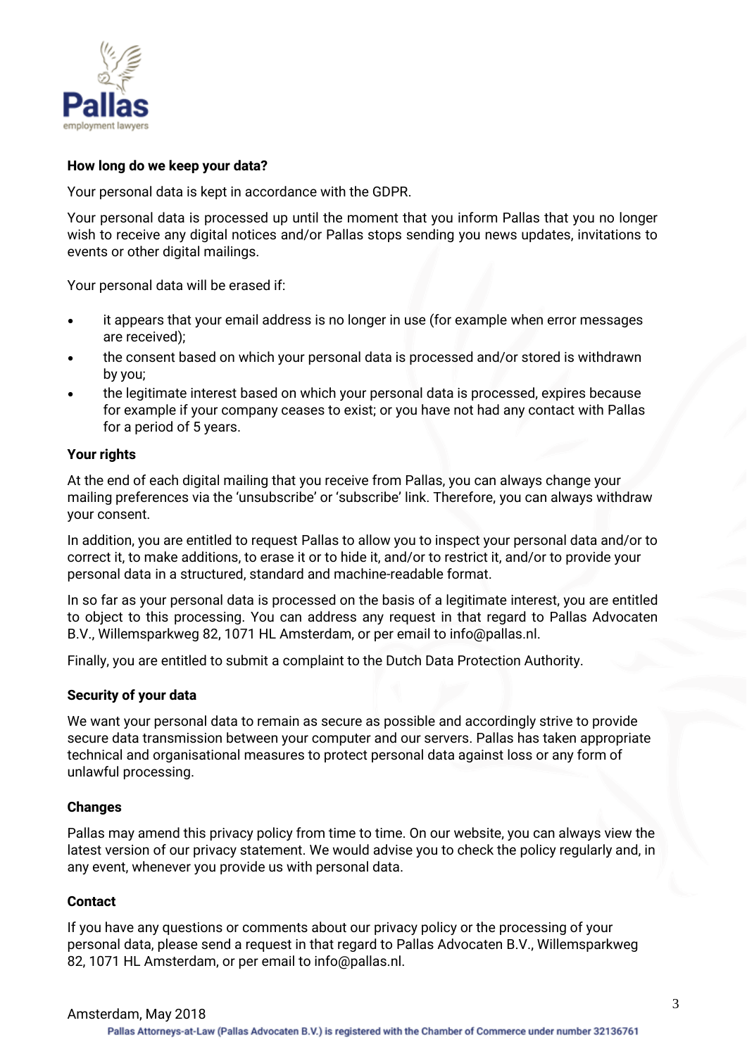**How long do we keep your data?**

Your personal data is kept in accordance with the GDPR.

Your personal data is processed up until the moment that you inform Pallas that you no longer wish to receive any digital notices and/or Pallas stops sending you news updates, invitations to events or other digital mailings.

Your personal data will be erased if:

- it appears that your email address is no longer in use (for example when error messages are received);
- the consent based on which your personal data is processed and/or stored is withdrawn by you;
- the legitimate interest based on which your personal data is processed, expires because for example if your company ceases to exist; or you have not had any contact with Pallas for a period of 5 years.

**Your rights**

At the end of each digital mailing that you receive from Pallas, you can always change your mailing preferences via the 'unsubscribe' or 'subscribe' link. Therefore, you can always withdraw your consent.

In addition, you are entitled to request Pallas to allow you to inspect your personal data and/or to correct it, to make additions, to erase it or to hide it, and/or to restrict it, and/or to provide your personal data in a structured, standard and machine-readable format.

In so far as your personal data is processed on the basis of a legitimate interest, you are entitled to object to this processing. You can address any request in that regard to Pallas Advocaten B.V., Willemsparkweg 82, 1071 HL Amsterdam, or per email to info@pallas.nl.

Finally, you are entitled to submit a complaint to the Dutch Data Protection Authority.

**Security of your data**

We want your personal data to remain as secure as possible and accordingly strive to provide secure data transmission between your computer and our servers. Pallas has taken appropriate technical and organisational measures to protect personal data against loss or any form of unlawful processing.

**Changes**

Pallas may amend this privacy policy from time to time. On our website, you can always view the latest version of our privacy statement. We would advise you to check the policy regularly and, in any event, whenever you provide us with personal data.

**Contact**

If you have any questions or comments about our privacy policy or the processing of your personal data, please send a request in that regard to Pallas Advocaten B.V., Willemsparkweg 82, 1071 HL Amsterdam, or per email to info@pallas.nl.

Amsterdam, May 2018